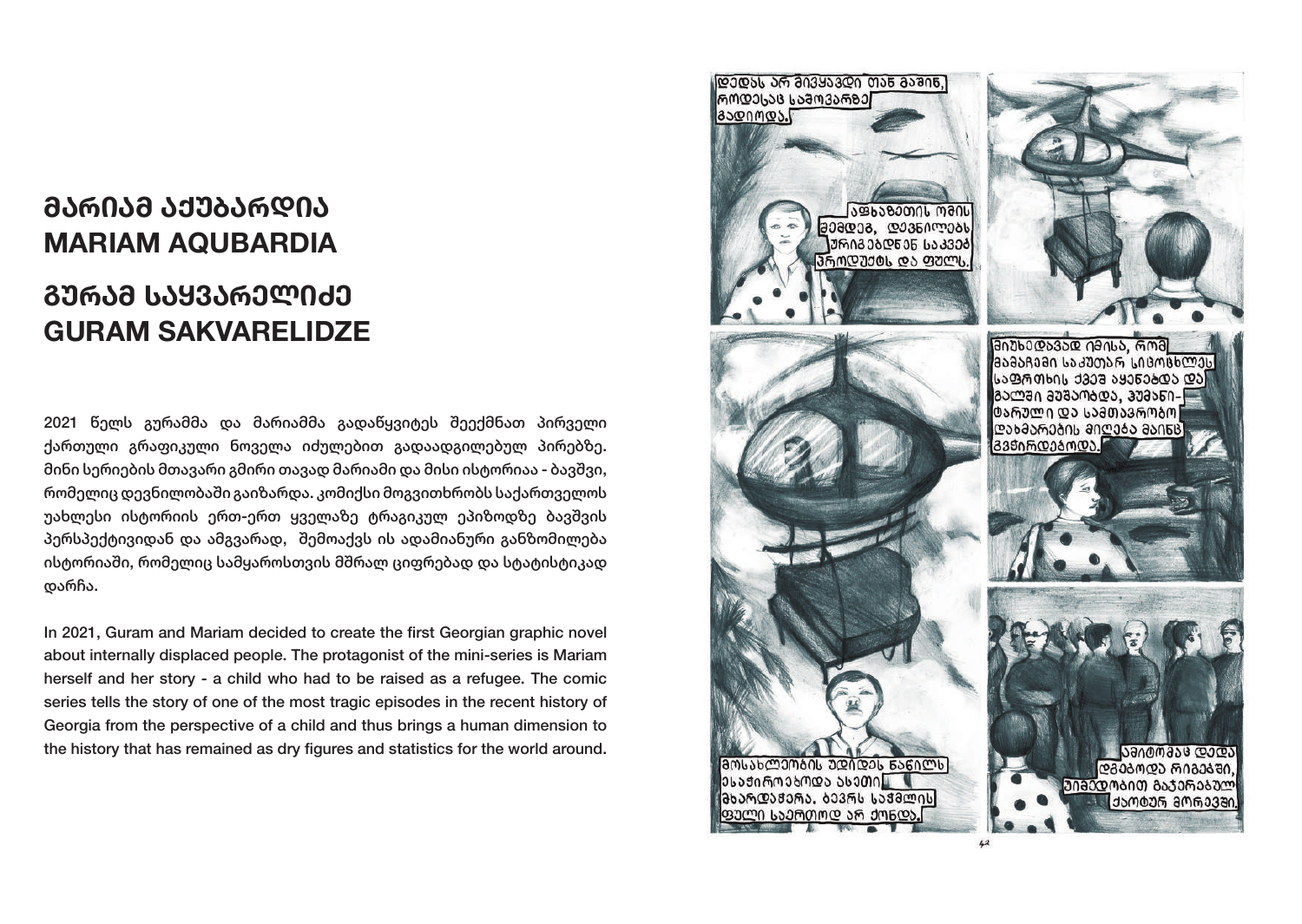# მარიამ აქუბარდია
# MARIAM AQUBARDIA

# გურამ საყვარელიძე
# GURAM SAKVARELIDZE

2021 წელს გურამმა და მარიამმა გადაწყვიტეს შეექმნათ პირველი ქართული გრაფიკული ნოველა იძულებით გადაადგილებულ პირებზე. მინი სერიების მთავარი გმირი თავად მარიამი და მისი ისტორიაა - ბავშვი, რომელიც დევნილობაში გაიზარდა. კომიქსი მოგვითხრობს საქართველოს უახლესი ისტორიის ერთ-ერთ ყველაზე ტრაგიკულ ეპიზოდზე ბავშვის პერსპექტივიდან და ამგვარად, შემოაქვს ის ადამიანური განზომილება ისტორიაში, რომელიც სამყაროსთვის მშრალ ციფრებად და სტატისტიკად დარჩა.

In 2021, Guram and Mariam decided to create the first Georgian graphic novel about internally displaced people. The protagonist of the mini-series is Mariam herself and her story - a child who had to be raised as a refugee. The comic series tells the story of one of the most tragic episodes in the recent history of Georgia from the perspective of a child and thus brings a human dimension to the history that has remained as dry figures and statistics for the world around.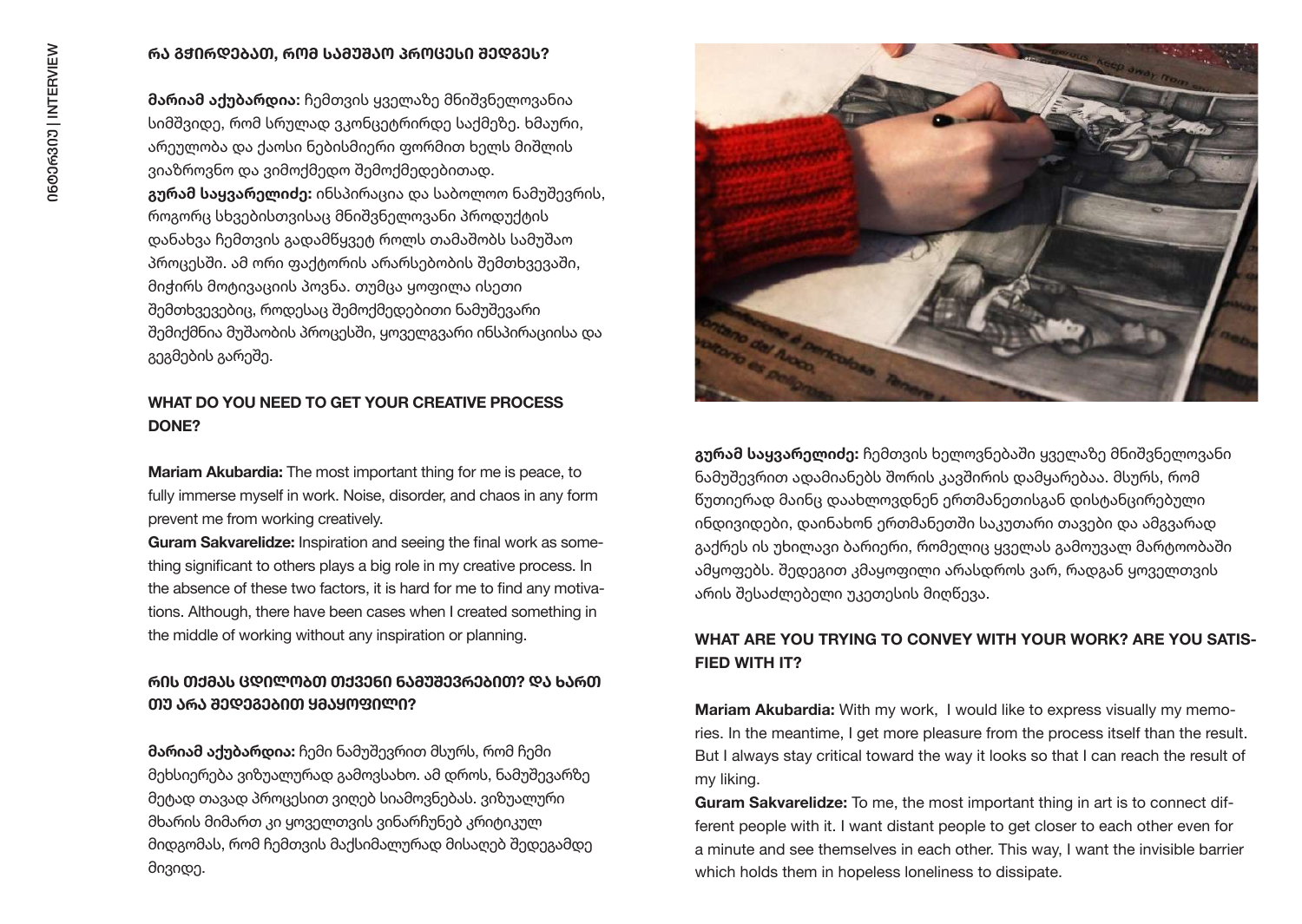## რა გჭირდებათ, რომ სამუშაო პროცესი შედგეს?

**მარიამ აქუბარდია:** ჩემთვის ყველაზე მნიშვნელოვანია სიმშვიდე, რომ სრულად ვკონცეტრირდე საქმეზე. ხმაური, არეულობა და ქაოსი ნებისმიერი ფორმით ხელს მიშლის ვიაზროვნო და ვიმოქმედო შემოქმედებითად.

**გურამ საყვარელიძე:** ინსპირაცია და საბოლოო ნამუშევრის, როგორც სხვებისთვისაც მნიშვნელოვანი პროდუქტის დანახვა ჩემთვის გადამწყვეტ როლს თამაშობს სამუშაო პროცესში. ამ ორი ფაქტორის არარსებობის შემთხვევაში, მიჭირს მოტივაციის პოვნა. თუმცა ყოფილა ისეთი შემთხვევებიც, როდესაც შემოქმედებითი ნამუშევარი შემიქმნია მუშაობის პროცესში, ყოველგვარი ინსპირაციისა და გეგმების გარეშე.

## WHAT DO YOU NEED TO GET YOUR CREATIVE PROCESS DONE?

**Mariam Akubardia:** The most important thing for me is peace, to fully immerse myself in work. Noise, disorder, and chaos in any form prevent me from working creatively.

**Guram Sakvarelidze:** Inspiration and seeing the final work as something significant to others plays a big role in my creative process. In the absence of these two factors, it is hard for me to find any motivations. Although, there have been cases when I created something in the middle of working without any inspiration or planning.

## რის თქმას ცდილობთ თქვენი ნამუშევრებით? და ხართ თუ არა შედეგებით კმაყოფილი?

**მარიამ აქუბარდია:** ჩემი ნამუშევრით მსურს, რომ ჩემი მეხსიერება ვიზუალურად გამოვსახო. ამ დროს, ნამუშევარზე მეტად თავად პროცესით ვიღებ სიამოვნებას. ვიზუალური მხარის მიმართ კი ყოველთვის ვინარჩუნებ კრიტიკულ მიდგომას, რომ ჩემთვის მაქსიმალურად მისაღებ შედეგამდე მივიდე.

**გურამ საყვარელიძე:** ჩემთვის ხელოვნებაში ყველაზე მნიშვნელოვანი ნამუშევრით ადამიანებს შორის კავშირის დამყარებაა. მსურს, რომ წუთიერად მაინც დაახლოვდნენ ერთმანეთისგან დისტანცირებული ინდივიდები, დაინახონ ერთმანეთში საკუთარი თავები და ამგვარად გაქრეს ის უხილავი ბარიერი, რომელიც ყველას გამოუვალ მარტოობაში ამყოფებს. შედეგით კმაყოფილი არასდროს ვარ, რადგან ყოველთვის არის შესაძლებელი უკეთესის მიღწევა.

## WHAT ARE YOU TRYING TO CONVEY WITH YOUR WORK? ARE YOU SATISFIED WITH IT?

**Mariam Akubardia:** With my work, I would like to express visually my memories. In the meantime, I get more pleasure from the process itself than the result. But I always stay critical toward the way it looks so that I can reach the result of my liking.

**Guram Sakvarelidze:** To me, the most important thing in art is to connect different people with it. I want distant people to get closer to each other even for a minute and see themselves in each other. This way, I want the invisible barrier which holds them in hopeless loneliness to dissipate.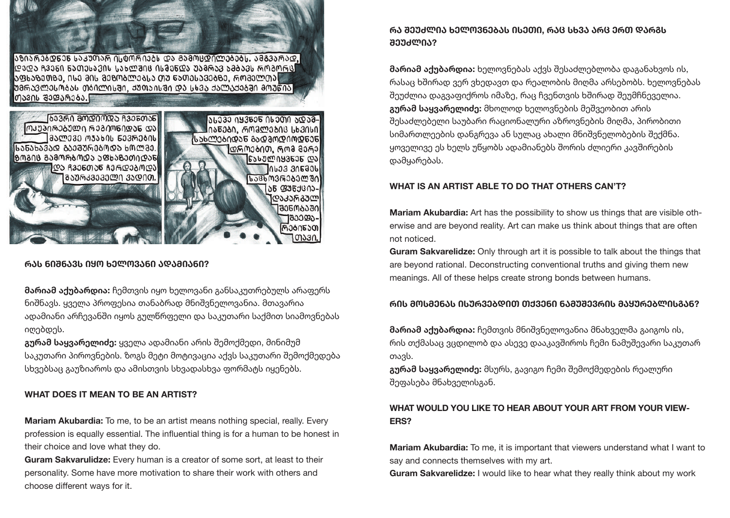## რას ნიშნავს იყო ხელოვანი ადამიანი?

**მარიამ აქუბარდია:** ჩემთვის იყო ხელოვანი განსაკუთრებულს არაფერს ნიშნავს. ყველა პროფესია თანაბრად მნიშვნელოვანია. მთავარია ადამიანი არჩევანში იყოს გულწრფელი და საკუთარი საქმით სიამოვნებას იღებდეს.
**გურამ საყვარელიძე:** ყველა ადამიანი არის შემოქმედი, მინიმუმ საკუთარი პიროვნების. ზოგს მეტი მოტივაცია აქვს საკუთარი შემოქმედება სხვებსაც გაუზიაროს და ამისთვის სხვადასხვა ფორმატს იყენებს.

## WHAT DOES IT MEAN TO BE AN ARTIST?

**Mariam Akubardia:** To me, to be an artist means nothing special, really. Every profession is equally essential. The influential thing is for a human to be honest in their choice and love what they do.
**Guram Sakvarulidze:** Every human is a creator of some sort, at least to their personality. Some have more motivation to share their work with others and choose different ways for it.

## რა შეუძლია ხელოვნებას ისეთი, რაც სხვა არც ერთ დარგს შეუძლია?

**მარიამ აქუბარდია:** ხელოვნებას აქვს შესაძლებლობა დაგანახვოს ის, რასაც ხშირად ვერ ვხედავთ და რეალობის მიღმა არსებობს. ხელოვნებას შეუძლია დაგვაფიქროს იმაზე, რაც ჩვენთვის ხშირად შეუმჩნეველია.
**გურამ საყვარელიძე:** მხოლოდ ხელოვნების მეშვეობით არის შესაძლებელი საუბარი რაციონალური აზროვნების მიღმა, პირობითი სიმართლეების დანგრევა ან სულაც ახალი მნიშვნელობების შექმნა. ყოველივე ეს ხელს უწყობს ადამიანებს შორის ძლიერი კავშირების დამყარებას.

## WHAT IS AN ARTIST ABLE TO DO THAT OTHERS CAN'T?

**Mariam Akubardia:** Art has the possibility to show us things that are visible otherwise and are beyond reality. Art can make us think about things that are often not noticed.
**Guram Sakvarelidze:** Only through art it is possible to talk about the things that are beyond rational. Deconstructing conventional truths and giving them new meanings. All of these helps create strong bonds between humans.

## რის მოსმენას ისურვებდით თქვენი ნამუშევრის მაყურებლისგან?

**მარიამ აქუბარდია:** ჩემთვის მნიშვნელოვანია მნახველმა გაიგოს ის, რის თქმასაც ვცდილობ და ასევე დააკავშიროს ჩემი ნამუშევარი საკუთარ თავს.
**გურამ საყვარელიძე:** მსურს, გავიგო ჩემი შემოქმედების რეალური შეფასება მნახველისგან.

## WHAT WOULD YOU LIKE TO HEAR ABOUT YOUR ART FROM YOUR VIEWERS?

**Mariam Akubardia:** To me, it is important that viewers understand what I want to say and connects themselves with my art.
**Guram Sakvarelidze:** I would like to hear what they really think about my work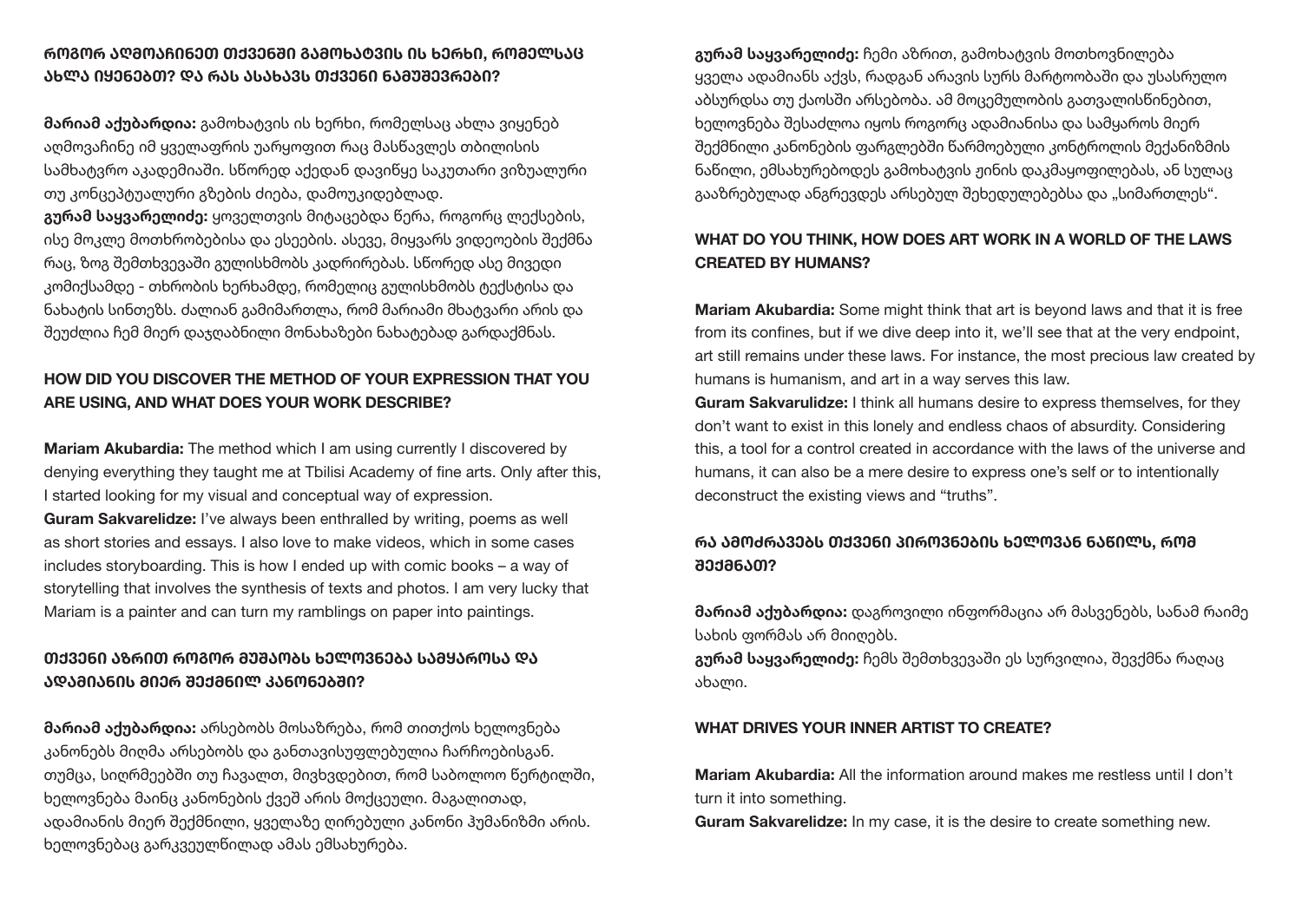### როგორ აღმოაჩინეთ თქვენში გამოხატვის ის ხერხი, რომელსაც ახლა იყენებთ? და რას ასახავს თქვენი ნამუშევრები?

**მარიამ აქუბარდია:** გამოხატვის ის ხერხი, რომელსაც ახლა ვიყენებ აღმოვაჩინე იმ ყველაფრის უარყოფით რაც მასწავლეს თბილისის სამხატვრო აკადემიაში. სწორედ აქედან დავიწყე საკუთარი ვიზუალური თუ კონცეპტუალური გზების ძიება, დამოუკიდებლად.
**გურამ საყვარელიძე:** ყოველთვის მიტაცებდა წერა, როგორც ლექსების, ისე მოკლე მოთხრობებისა და ესეების. ასევე, მიყვარს ვიდეოების შექმნა რაც, ზოგ შემთხვევაში გულისხმობს კადრირებას. სწორედ ასე მივედი კომიქსამდე - თხრობის ხერხამდე, რომელიც გულისხმობს ტექსტისა და ნახატის სინთეზს. ძალიან გამიმართლა, რომ მარიამი მხატვარი არის და შეუძლია ჩემ მიერ დაჯღაბნილი მონახაზები ნახატებად გარდაქმნას.

### HOW DID YOU DISCOVER THE METHOD OF YOUR EXPRESSION THAT YOU ARE USING, AND WHAT DOES YOUR WORK DESCRIBE?

**Mariam Akubardia:** The method which I am using currently I discovered by denying everything they taught me at Tbilisi Academy of fine arts. Only after this, I started looking for my visual and conceptual way of expression.
**Guram Sakvarelidze:** I've always been enthralled by writing, poems as well as short stories and essays. I also love to make videos, which in some cases includes storyboarding. This is how I ended up with comic books – a way of storytelling that involves the synthesis of texts and photos. I am very lucky that Mariam is a painter and can turn my ramblings on paper into paintings.

### თქვენი აზრით როგორ მუშაობს ხელოვნება სამყაროსა და ადამიანის მიერ შექმნილ კანონებში?

**მარიამ აქუბარდია:** არსებობს მოსაზრება, რომ თითქოს ხელოვნება კანონებს მიღმა არსებობს და განთავისუფლებულია ჩარჩოებისგან. თუმცა, სიღრმეებში თუ ჩავალთ, მივხვდებით, რომ საბოლოო წერტილში, ხელოვნება მაინც კანონების ქვეშ არის მოქცეული. მაგალითად, ადამიანის მიერ შექმნილი, ყველაზე ღირებული კანონი ჰუმანიზმი არის. ხელოვნებაც გარკვეულწილად ამას ემსახურება.

**გურამ საყვარელიძე:** ჩემი აზრით, გამოხატვის მოთხოვნილება ყველა ადამიანს აქვს, რადგან არავის სურს მარტოობაში და უსასრულო აბსურდსა თუ ქაოსში არსებობა. ამ მოცემულობის გათვალისწინებით, ხელოვნება შესაძლოა იყოს როგორც ადამიანისა და სამყაროს მიერ შექმნილი კანონების ფარგლებში წარმოებული კონტროლის მექანიზმის ნაწილი, ემსახურებოდეს გამოხატვის ჟინის დაკმაყოფილებას, ან სულაც გააზრებულად ანგრევდეს არსებულ შეხედულებებსა და „სიმართლეს".

### WHAT DO YOU THINK, HOW DOES ART WORK IN A WORLD OF THE LAWS CREATED BY HUMANS?

**Mariam Akubardia:** Some might think that art is beyond laws and that it is free from its confines, but if we dive deep into it, we'll see that at the very endpoint, art still remains under these laws. For instance, the most precious law created by humans is humanism, and art in a way serves this law.
**Guram Sakvarulidze:** I think all humans desire to express themselves, for they don't want to exist in this lonely and endless chaos of absurdity. Considering this, a tool for a control created in accordance with the laws of the universe and humans, it can also be a mere desire to express one's self or to intentionally deconstruct the existing views and "truths".

### რა ამოძრავებს თქვენი პიროვნების ხელოვან ნაწილს, რომ შექმნათ?

**მარიამ აქუბარდია:** დაგროვილი ინფორმაცია არ მასვენებს, სანამ რაიმე სახის ფორმას არ მიიღებს.
**გურამ საყვარელიძე:** ჩემს შემთხვევაში ეს სურვილია, შევქმნა რაღაც ახალი.

### WHAT DRIVES YOUR INNER ARTIST TO CREATE?

**Mariam Akubardia:** All the information around makes me restless until I don't turn it into something.
**Guram Sakvarelidze:** In my case, it is the desire to create something new.